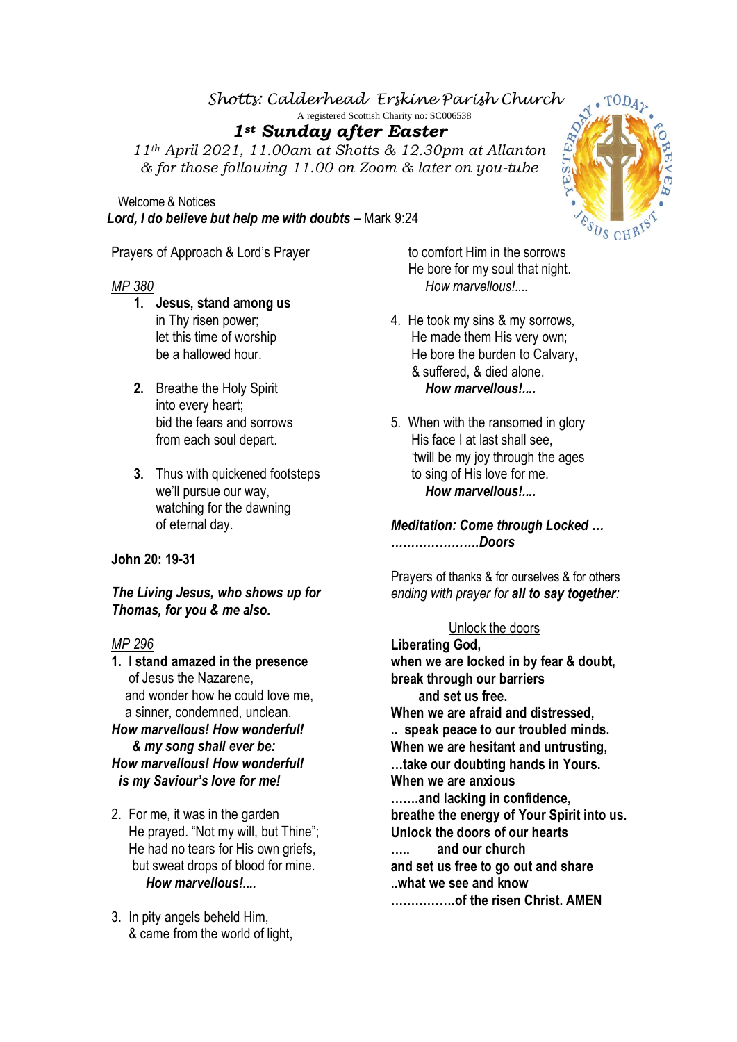# Shotts: Calderhead Erskine Parish Church

A registered Scottish Charity no: SC006538

## 1st Sunday after Easter

*11th April 2021, 11.00am at Shotts & 12.30pm at Allanton & for those following 11.00 on Zoom & later on you-tube*

Welcome & Notices

***Lord, I do believe but help me with doubts* –** Mark 9:24

Prayers of Approach & Lord's Prayer

MP 380

1. **Jesus, stand among us**
   in Thy risen power;
   let this time of worship
   be a hallowed hour.

2. Breathe the Holy Spirit
   into every heart;
   bid the fears and sorrows
   from each soul depart.

3. Thus with quickened footsteps
   we'll pursue our way,
   watching for the dawning
   of eternal day.

**John 20: 19-31**

***The Living Jesus, who shows up for Thomas, for you & me also.***

MP 296

1. **I stand amazed in the presence**
   of Jesus the Nazarene,
   and wonder how he could love me,
   a sinner, condemned, unclean.

***How marvellous! How wonderful!***
***& my song shall ever be:***
***How marvellous! How wonderful!***
***is my Saviour's love for me!***

2. For me, it was in the garden
   He prayed. "Not my will, but Thine";
   He had no tears for His own griefs,
   but sweat drops of blood for mine.
   ***How marvellous!....***

3. In pity angels beheld Him,
   & came from the world of light,
   to comfort Him in the sorrows
   He bore for my soul that night.
   *How marvellous!....*

4. He took my sins & my sorrows,
   He made them His very own;
   He bore the burden to Calvary,
   & suffered, & died alone.
   ***How marvellous!....***

5. When with the ransomed in glory
   His face I at last shall see,
   'twill be my joy through the ages
   to sing of His love for me.
   ***How marvellous!....***

***Meditation: Come through Locked … …………………Doors***

Prayers of thanks & for ourselves & for others
*ending with prayer for* ***all to say together****:*

Unlock the doors

**Liberating God,**
**when we are locked in by fear & doubt,**
**break through our barriers**
**and set us free.**
**When we are afraid and distressed,**
**.. speak peace to our troubled minds.**
**When we are hesitant and untrusting,**
**…take our doubting hands in Yours.**
**When we are anxious**
**…….and lacking in confidence,**
**breathe the energy of Your Spirit into us.**
**Unlock the doors of our hearts**
**….. and our church**
**and set us free to go out and share**
**..what we see and know**
**…………….of the risen Christ. AMEN**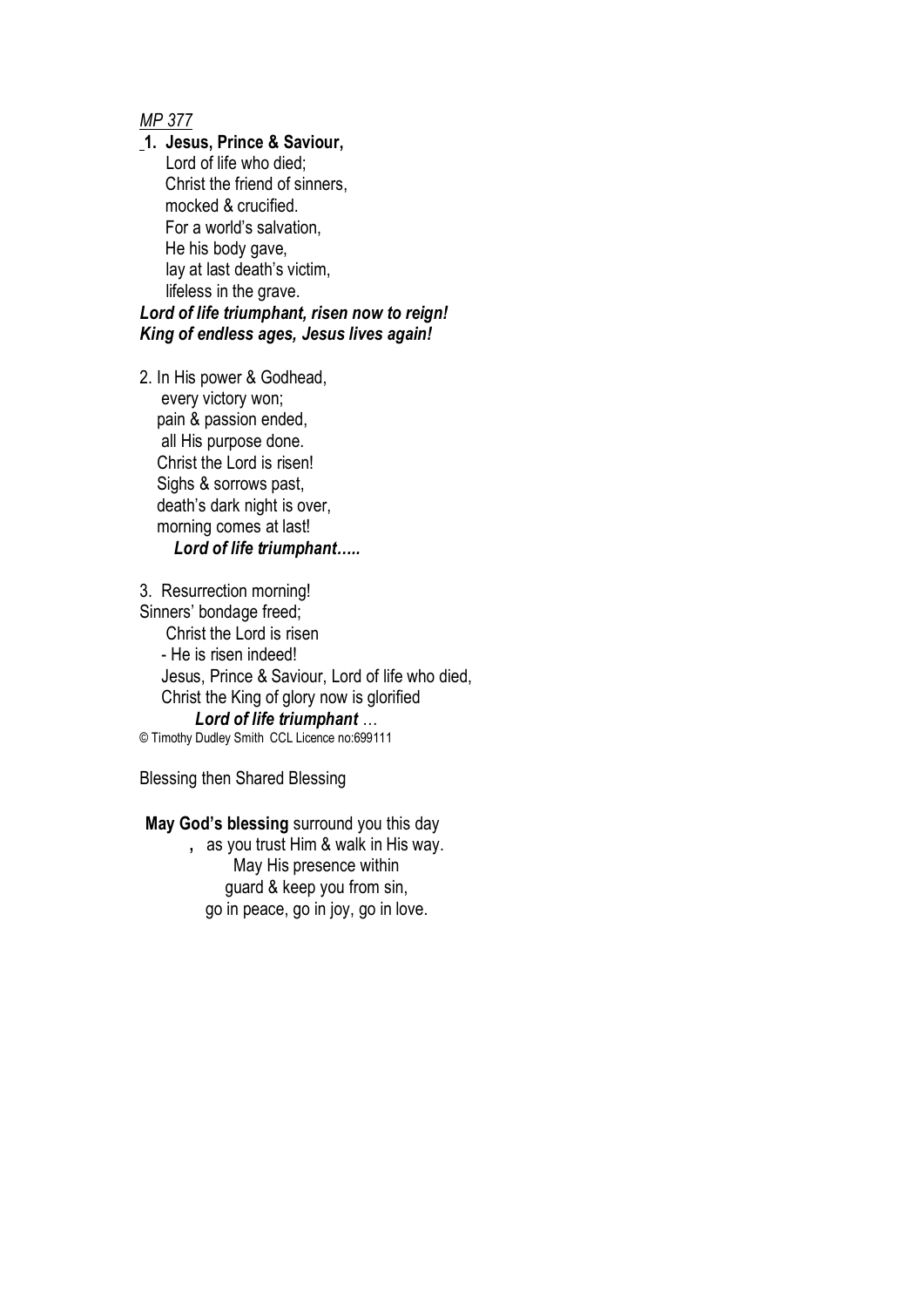*MP 377*

**1. Jesus, Prince & Saviour,**
Lord of life who died;
Christ the friend of sinners,
mocked & crucified.
For a world's salvation,
He his body gave,
lay at last death's victim,
lifeless in the grave.
***Lord of life triumphant, risen now to reign!***
***King of endless ages, Jesus lives again!***

2. In His power & Godhead,
every victory won;
pain & passion ended,
all His purpose done.
Christ the Lord is risen!
Sighs & sorrows past,
death's dark night is over,
morning comes at last!
***Lord of life triumphant…..***

3. Resurrection morning!
Sinners' bondage freed;
Christ the Lord is risen
- He is risen indeed!
Jesus, Prince & Saviour, Lord of life who died,
Christ the King of glory now is glorified
***Lord of life triumphant*** …

© Timothy Dudley Smith CCL Licence no:699111

Blessing then Shared Blessing

**May God's blessing** surround you this day
**,** as you trust Him & walk in His way.
May His presence within
guard & keep you from sin,
go in peace, go in joy, go in love.